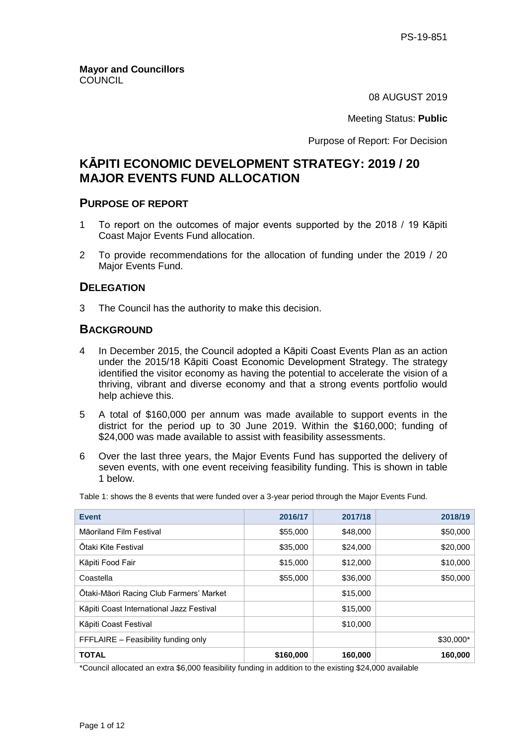PS-19-851

**Mayor and Councillors**
COUNCIL

08 AUGUST 2019

Meeting Status: **Public**

Purpose of Report: For Decision

# KĀPITI ECONOMIC DEVELOPMENT STRATEGY: 2019 / 20 MAJOR EVENTS FUND ALLOCATION

## PURPOSE OF REPORT

1 To report on the outcomes of major events supported by the 2018 / 19 Kāpiti Coast Major Events Fund allocation.

2 To provide recommendations for the allocation of funding under the 2019 / 20 Major Events Fund.

## DELEGATION

3 The Council has the authority to make this decision.

## BACKGROUND

4 In December 2015, the Council adopted a Kāpiti Coast Events Plan as an action under the 2015/18 Kāpiti Coast Economic Development Strategy. The strategy identified the visitor economy as having the potential to accelerate the vision of a thriving, vibrant and diverse economy and that a strong events portfolio would help achieve this.

5 A total of $160,000 per annum was made available to support events in the district for the period up to 30 June 2019. Within the $160,000; funding of $24,000 was made available to assist with feasibility assessments.

6 Over the last three years, the Major Events Fund has supported the delivery of seven events, with one event receiving feasibility funding. This is shown in table 1 below.

Table 1: shows the 8 events that were funded over a 3-year period through the Major Events Fund.

| Event | 2016/17 | 2017/18 | 2018/19 |
|---|---|---|---|
| Māoriland Film Festival | $55,000 | $48,000 | $50,000 |
| Ōtaki Kite Festival | $35,000 | $24,000 | $20,000 |
| Kāpiti Food Fair | $15,000 | $12,000 | $10,000 |
| Coastella | $55,000 | $36,000 | $50,000 |
| Ōtaki-Māori Racing Club Farmers' Market | | $15,000 | |
| Kāpiti Coast International Jazz Festival | | $15,000 | |
| Kāpiti Coast Festival | | $10,000 | |
| FFFLAIRE – Feasibility funding only | | | $30,000* |
| **TOTAL** | **$160,000** | **160,000** | **160,000** |

*Council allocated an extra $6,000 feasibility funding in addition to the existing $24,000 available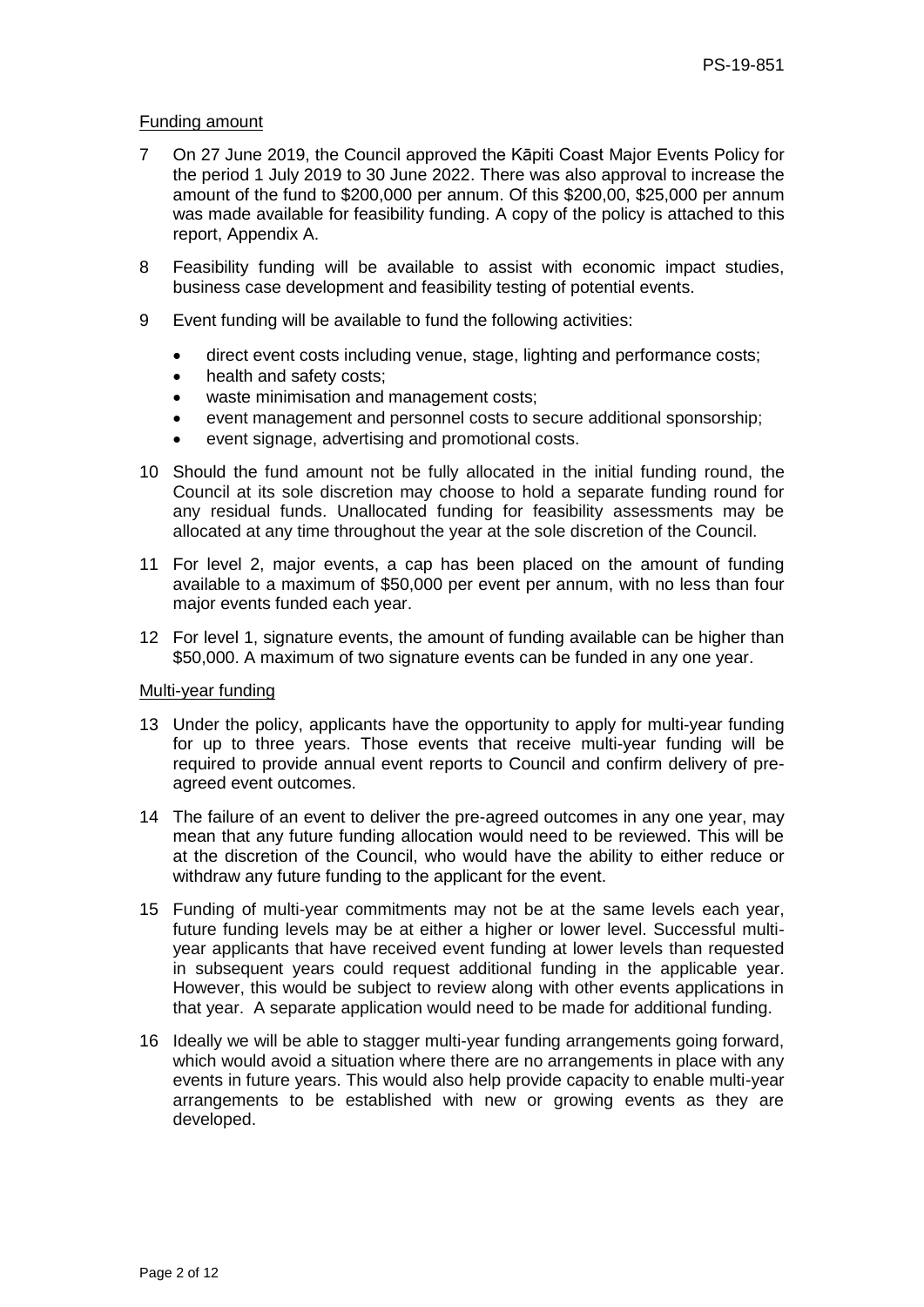Funding amount

7 On 27 June 2019, the Council approved the Kāpiti Coast Major Events Policy for the period 1 July 2019 to 30 June 2022. There was also approval to increase the amount of the fund to $200,000 per annum. Of this $200,00, $25,000 per annum was made available for feasibility funding. A copy of the policy is attached to this report, Appendix A.

8 Feasibility funding will be available to assist with economic impact studies, business case development and feasibility testing of potential events.

9 Event funding will be available to fund the following activities:

- direct event costs including venue, stage, lighting and performance costs;
- health and safety costs;
- waste minimisation and management costs;
- event management and personnel costs to secure additional sponsorship;
- event signage, advertising and promotional costs.

10 Should the fund amount not be fully allocated in the initial funding round, the Council at its sole discretion may choose to hold a separate funding round for any residual funds. Unallocated funding for feasibility assessments may be allocated at any time throughout the year at the sole discretion of the Council.

11 For level 2, major events, a cap has been placed on the amount of funding available to a maximum of $50,000 per event per annum, with no less than four major events funded each year.

12 For level 1, signature events, the amount of funding available can be higher than $50,000. A maximum of two signature events can be funded in any one year.

Multi-year funding

13 Under the policy, applicants have the opportunity to apply for multi-year funding for up to three years. Those events that receive multi-year funding will be required to provide annual event reports to Council and confirm delivery of pre-agreed event outcomes.

14 The failure of an event to deliver the pre-agreed outcomes in any one year, may mean that any future funding allocation would need to be reviewed. This will be at the discretion of the Council, who would have the ability to either reduce or withdraw any future funding to the applicant for the event.

15 Funding of multi-year commitments may not be at the same levels each year, future funding levels may be at either a higher or lower level. Successful multi-year applicants that have received event funding at lower levels than requested in subsequent years could request additional funding in the applicable year. However, this would be subject to review along with other events applications in that year. A separate application would need to be made for additional funding.

16 Ideally we will be able to stagger multi-year funding arrangements going forward, which would avoid a situation where there are no arrangements in place with any events in future years. This would also help provide capacity to enable multi-year arrangements to be established with new or growing events as they are developed.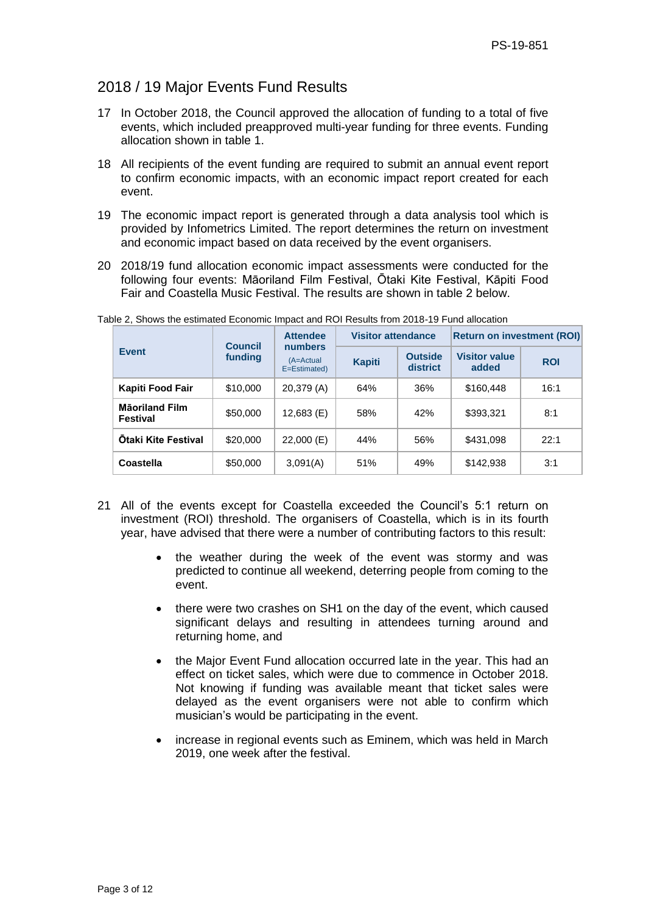## 2018 / 19 Major Events Fund Results

17 In October 2018, the Council approved the allocation of funding to a total of five events, which included preapproved multi-year funding for three events. Funding allocation shown in table 1.

18 All recipients of the event funding are required to submit an annual event report to confirm economic impacts, with an economic impact report created for each event.

19 The economic impact report is generated through a data analysis tool which is provided by Infometrics Limited. The report determines the return on investment and economic impact based on data received by the event organisers.

20 2018/19 fund allocation economic impact assessments were conducted for the following four events: Māoriland Film Festival, Ōtaki Kite Festival, Kāpiti Food Fair and Coastella Music Festival. The results are shown in table 2 below.

Table 2, Shows the estimated Economic Impact and ROI Results from 2018-19 Fund allocation

| Event | Council funding | Attendee numbers (A=Actual E=Estimated) | Visitor attendance | | Return on investment (ROI) | |
|---|---|---|---|---|---|---|
| | | | Kapiti | Outside district | Visitor value added | ROI |
| **Kapiti Food Fair** | $10,000 | 20,379 (A) | 64% | 36% | $160,448 | 16:1 |
| **Māoriland Film Festival** | $50,000 | 12,683 (E) | 58% | 42% | $393,321 | 8:1 |
| **Ōtaki Kite Festival** | $20,000 | 22,000 (E) | 44% | 56% | $431,098 | 22:1 |
| **Coastella** | $50,000 | 3,091(A) | 51% | 49% | $142,938 | 3:1 |

21 All of the events except for Coastella exceeded the Council's 5:1 return on investment (ROI) threshold. The organisers of Coastella, which is in its fourth year, have advised that there were a number of contributing factors to this result:

- the weather during the week of the event was stormy and was predicted to continue all weekend, deterring people from coming to the event.
- there were two crashes on SH1 on the day of the event, which caused significant delays and resulting in attendees turning around and returning home, and
- the Major Event Fund allocation occurred late in the year. This had an effect on ticket sales, which were due to commence in October 2018. Not knowing if funding was available meant that ticket sales were delayed as the event organisers were not able to confirm which musician's would be participating in the event.
- increase in regional events such as Eminem, which was held in March 2019, one week after the festival.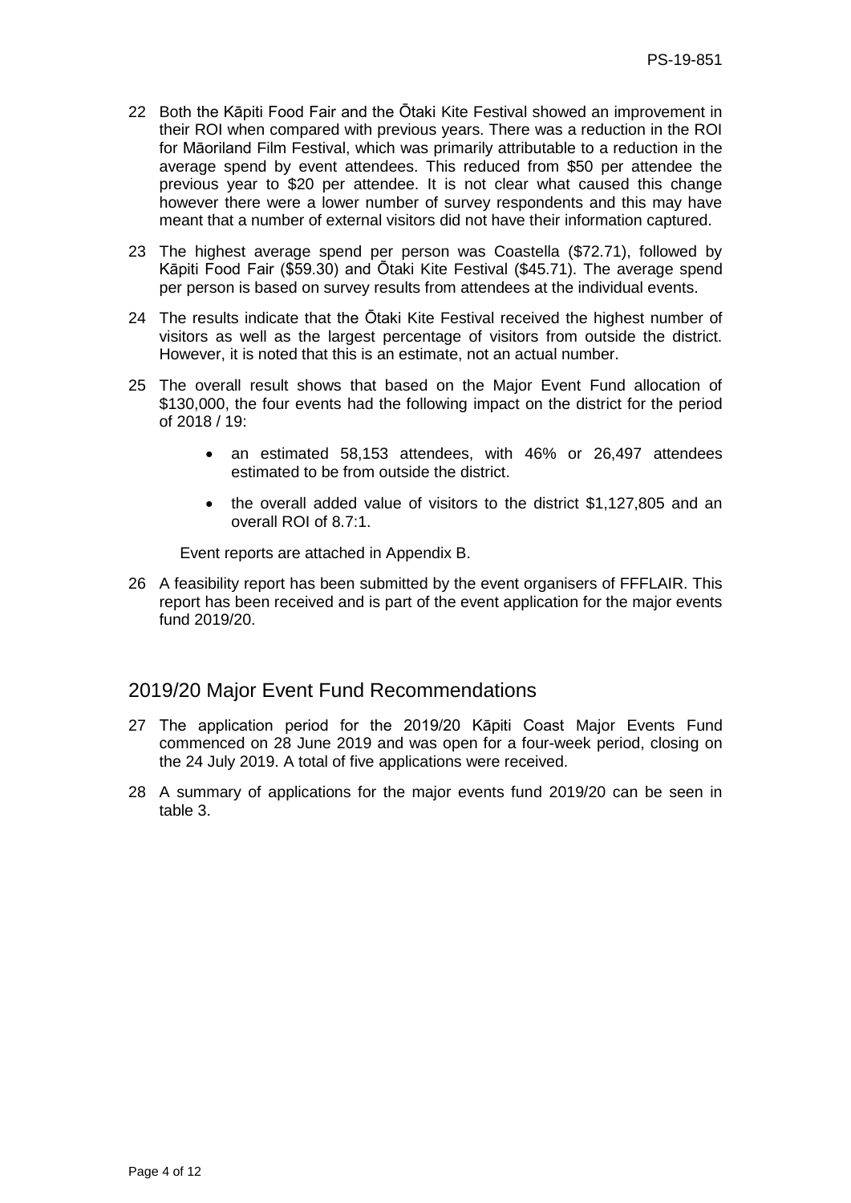22 Both the Kāpiti Food Fair and the Ōtaki Kite Festival showed an improvement in their ROI when compared with previous years. There was a reduction in the ROI for Māoriland Film Festival, which was primarily attributable to a reduction in the average spend by event attendees. This reduced from $50 per attendee the previous year to $20 per attendee. It is not clear what caused this change however there were a lower number of survey respondents and this may have meant that a number of external visitors did not have their information captured.

23 The highest average spend per person was Coastella ($72.71), followed by Kāpiti Food Fair ($59.30) and Ōtaki Kite Festival ($45.71). The average spend per person is based on survey results from attendees at the individual events.

24 The results indicate that the Ōtaki Kite Festival received the highest number of visitors as well as the largest percentage of visitors from outside the district. However, it is noted that this is an estimate, not an actual number.

25 The overall result shows that based on the Major Event Fund allocation of $130,000, the four events had the following impact on the district for the period of 2018 / 19:

- an estimated 58,153 attendees, with 46% or 26,497 attendees estimated to be from outside the district.
- the overall added value of visitors to the district $1,127,805 and an overall ROI of 8.7:1.

Event reports are attached in Appendix B.

26 A feasibility report has been submitted by the event organisers of FFFLAIR. This report has been received and is part of the event application for the major events fund 2019/20.

## 2019/20 Major Event Fund Recommendations

27 The application period for the 2019/20 Kāpiti Coast Major Events Fund commenced on 28 June 2019 and was open for a four-week period, closing on the 24 July 2019. A total of five applications were received.

28 A summary of applications for the major events fund 2019/20 can be seen in table 3.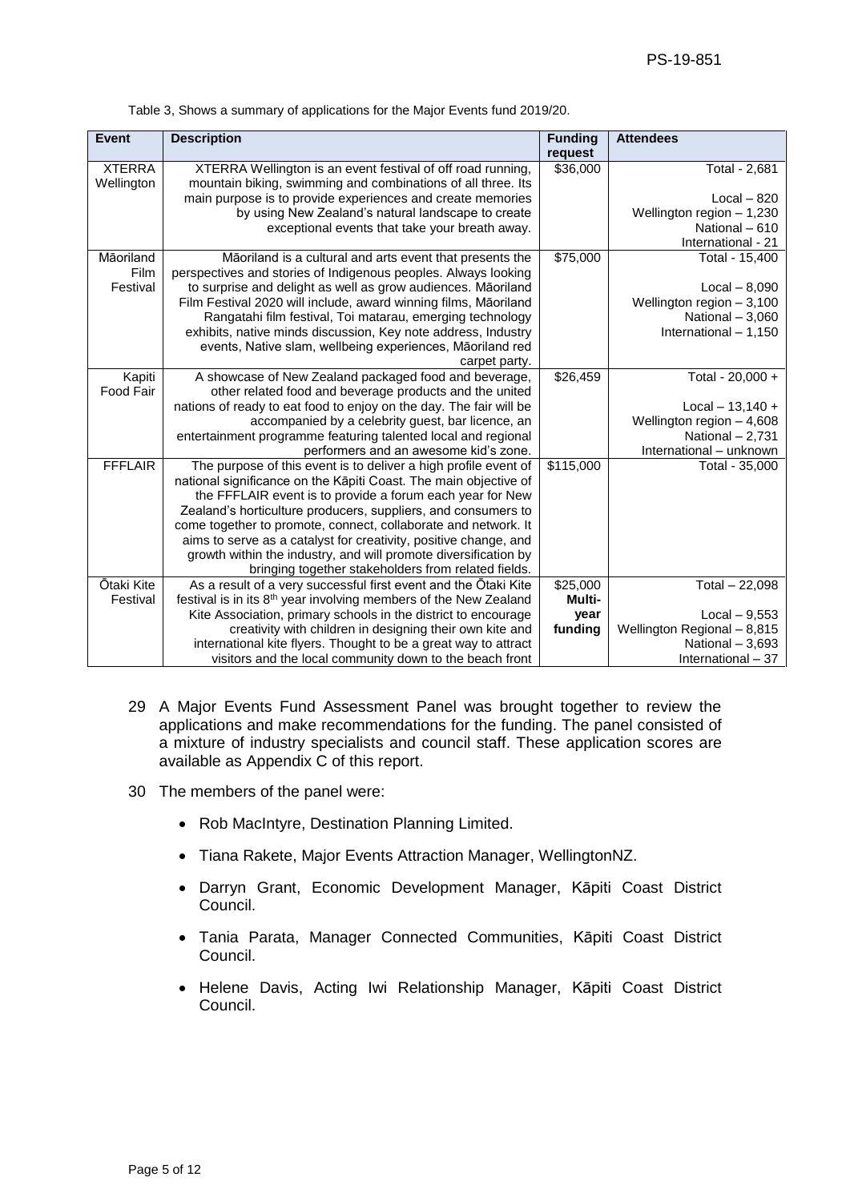Table 3, Shows a summary of applications for the Major Events fund 2019/20.

| Event | Description | Funding request | Attendees |
|---|---|---|---|
| XTERRA Wellington | XTERRA Wellington is an event festival of off road running, mountain biking, swimming and combinations of all three. Its main purpose is to provide experiences and create memories by using New Zealand's natural landscape to create exceptional events that take your breath away. | $36,000 | Total - 2,681<br><br>Local – 820<br>Wellington region – 1,230<br>National – 610<br>International - 21 |
| Māoriland Film Festival | Māoriland is a cultural and arts event that presents the perspectives and stories of Indigenous peoples. Always looking to surprise and delight as well as grow audiences. Māoriland Film Festival 2020 will include, award winning films, Māoriland Rangatahi film festival, Toi matarau, emerging technology exhibits, native minds discussion, Key note address, Industry events, Native slam, wellbeing experiences, Māoriland red carpet party. | $75,000 | Total - 15,400<br><br>Local – 8,090<br>Wellington region – 3,100<br>National – 3,060<br>International – 1,150 |
| Kapiti Food Fair | A showcase of New Zealand packaged food and beverage, other related food and beverage products and the united nations of ready to eat food to enjoy on the day. The fair will be accompanied by a celebrity guest, bar licence, an entertainment programme featuring talented local and regional performers and an awesome kid's zone. | $26,459 | Total - 20,000 +<br><br>Local – 13,140 +<br>Wellington region – 4,608<br>National – 2,731<br>International – unknown |
| FFFLAIR | The purpose of this event is to deliver a high profile event of national significance on the Kāpiti Coast. The main objective of the FFFLAIR event is to provide a forum each year for New Zealand's horticulture producers, suppliers, and consumers to come together to promote, connect, collaborate and network. It aims to serve as a catalyst for creativity, positive change, and growth within the industry, and will promote diversification by bringing together stakeholders from related fields. | $115,000 | Total - 35,000 |
| Ōtaki Kite Festival | As a result of a very successful first event and the Ōtaki Kite festival is in its 8th year involving members of the New Zealand Kite Association, primary schools in the district to encourage creativity with children in designing their own kite and international kite flyers. Thought to be a great way to attract visitors and the local community down to the beach front | $25,000 **Multi-year funding** | Total – 22,098<br><br>Local – 9,553<br>Wellington Regional – 8,815<br>National – 3,693<br>International – 37 |

29 A Major Events Fund Assessment Panel was brought together to review the applications and make recommendations for the funding. The panel consisted of a mixture of industry specialists and council staff. These application scores are available as Appendix C of this report.

30 The members of the panel were:

- Rob MacIntyre, Destination Planning Limited.
- Tiana Rakete, Major Events Attraction Manager, WellingtonNZ.
- Darryn Grant, Economic Development Manager, Kāpiti Coast District Council.
- Tania Parata, Manager Connected Communities, Kāpiti Coast District Council.
- Helene Davis, Acting Iwi Relationship Manager, Kāpiti Coast District Council.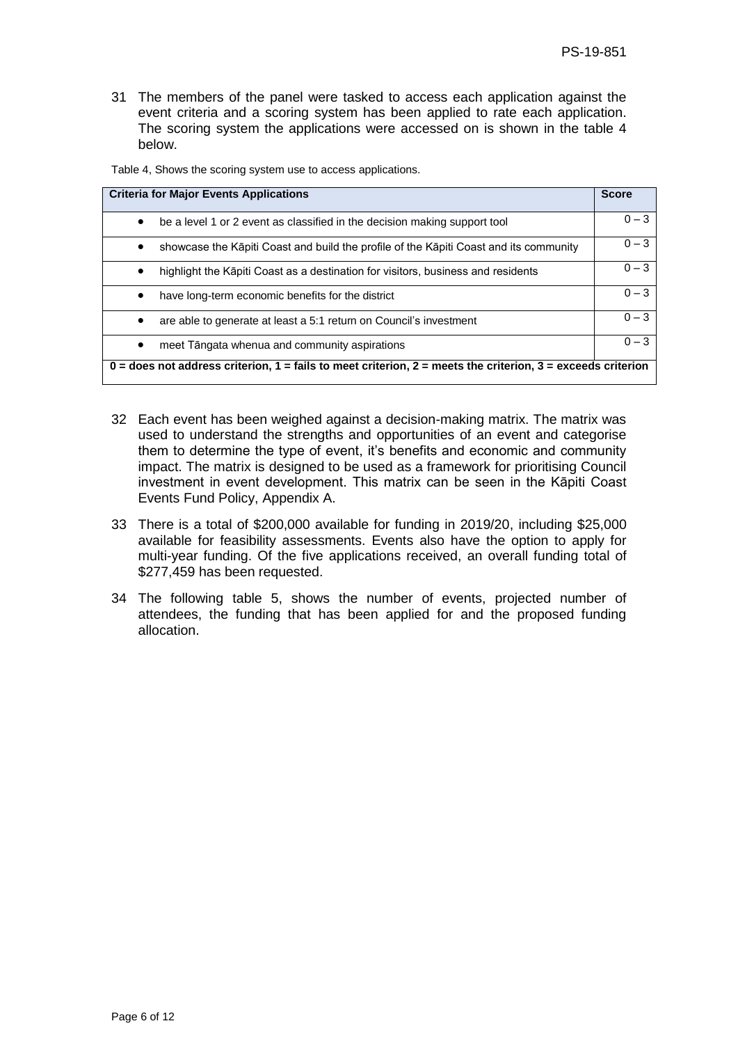31 The members of the panel were tasked to access each application against the event criteria and a scoring system has been applied to rate each application. The scoring system the applications were accessed on is shown in the table 4 below.

Table 4, Shows the scoring system use to access applications.

| **Criteria for Major Events Applications** | **Score** |
|---|---|
| • be a level 1 or 2 event as classified in the decision making support tool | 0 – 3 |
| • showcase the Kāpiti Coast and build the profile of the Kāpiti Coast and its community | 0 – 3 |
| • highlight the Kāpiti Coast as a destination for visitors, business and residents | 0 – 3 |
| • have long-term economic benefits for the district | 0 – 3 |
| • are able to generate at least a 5:1 return on Council's investment | 0 – 3 |
| • meet Tāngata whenua and community aspirations | 0 – 3 |
| **0 = does not address criterion, 1 = fails to meet criterion, 2 = meets the criterion, 3 = exceeds criterion** | |

32 Each event has been weighed against a decision-making matrix. The matrix was used to understand the strengths and opportunities of an event and categorise them to determine the type of event, it's benefits and economic and community impact. The matrix is designed to be used as a framework for prioritising Council investment in event development. This matrix can be seen in the Kāpiti Coast Events Fund Policy, Appendix A.

33 There is a total of $200,000 available for funding in 2019/20, including $25,000 available for feasibility assessments. Events also have the option to apply for multi-year funding. Of the five applications received, an overall funding total of $277,459 has been requested.

34 The following table 5, shows the number of events, projected number of attendees, the funding that has been applied for and the proposed funding allocation.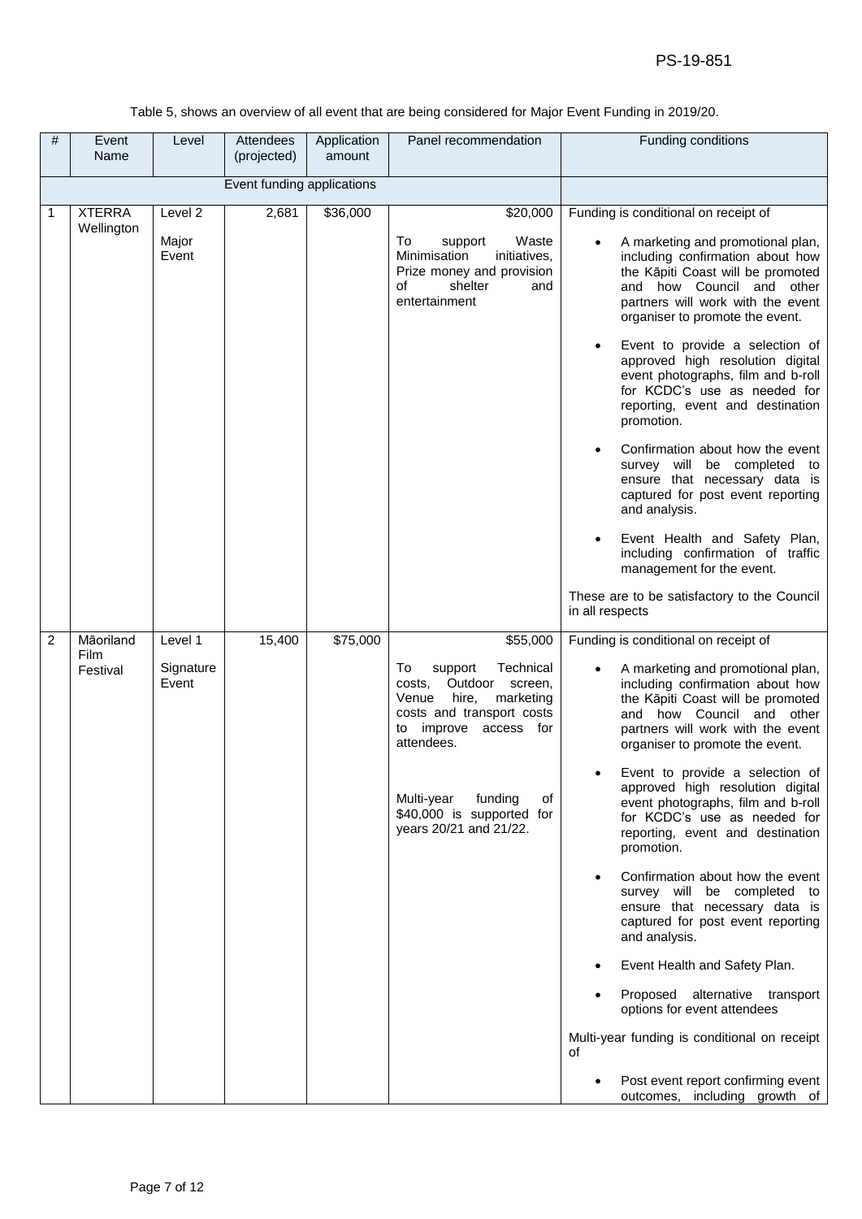Table 5, shows an overview of all event that are being considered for Major Event Funding in 2019/20.

| # | Event Name | Level | Attendees (projected) | Application amount | Panel recommendation | Funding conditions |
|---|---|---|---|---|---|---|
| | | | Event funding applications | | | |
| 1 | XTERRA Wellington | Level 2<br><br>Major Event | 2,681 | $36,000 | $20,000<br><br>To support Waste Minimisation initiatives, Prize money and provision of shelter and entertainment | Funding is conditional on receipt of<br><br>• A marketing and promotional plan, including confirmation about how the Kāpiti Coast will be promoted and how Council and other partners will work with the event organiser to promote the event.<br><br>• Event to provide a selection of approved high resolution digital event photographs, film and b-roll for KCDC's use as needed for reporting, event and destination promotion.<br><br>• Confirmation about how the event survey will be completed to ensure that necessary data is captured for post event reporting and analysis.<br><br>• Event Health and Safety Plan, including confirmation of traffic management for the event.<br><br>These are to be satisfactory to the Council in all respects |
| 2 | Māoriland Film Festival | Level 1<br><br>Signature Event | 15,400 | $75,000 | $55,000<br><br>To support Technical costs, Outdoor screen, Venue hire, marketing costs and transport costs to improve access for attendees.<br><br>Multi-year funding of $40,000 is supported for years 20/21 and 21/22. | Funding is conditional on receipt of<br><br>• A marketing and promotional plan, including confirmation about how the Kāpiti Coast will be promoted and how Council and other partners will work with the event organiser to promote the event.<br><br>• Event to provide a selection of approved high resolution digital event photographs, film and b-roll for KCDC's use as needed for reporting, event and destination promotion.<br><br>• Confirmation about how the event survey will be completed to ensure that necessary data is captured for post event reporting and analysis.<br><br>• Event Health and Safety Plan.<br><br>• Proposed alternative transport options for event attendees<br><br>Multi-year funding is conditional on receipt of<br><br>• Post event report confirming event outcomes, including growth of |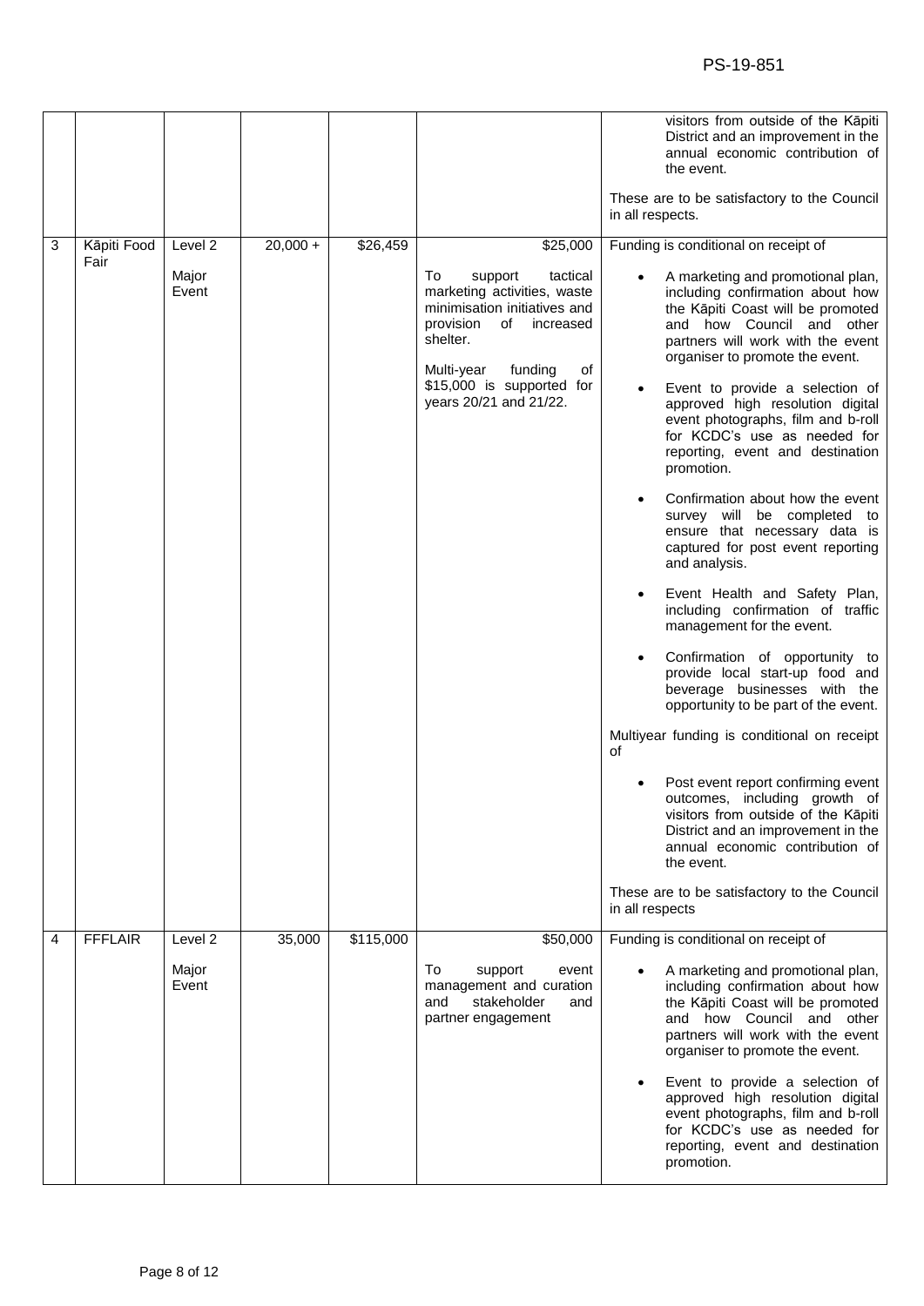| | | | | | | |
|---|---|---|---|---|---|---|
| | | | | | | visitors from outside of the Kāpiti District and an improvement in the annual economic contribution of the event.<br><br>These are to be satisfactory to the Council in all respects. |
| 3 | Kāpiti Food Fair | Level 2<br><br>Major Event | 20,000 + | $26,459 | $25,000<br><br>To support tactical marketing activities, waste minimisation initiatives and provision of increased shelter.<br><br>Multi-year funding of $15,000 is supported for years 20/21 and 21/22. | Funding is conditional on receipt of<br><br>• A marketing and promotional plan, including confirmation about how the Kāpiti Coast will be promoted and how Council and other partners will work with the event organiser to promote the event.<br><br>• Event to provide a selection of approved high resolution digital event photographs, film and b-roll for KCDC's use as needed for reporting, event and destination promotion.<br><br>• Confirmation about how the event survey will be completed to ensure that necessary data is captured for post event reporting and analysis.<br><br>• Event Health and Safety Plan, including confirmation of traffic management for the event.<br><br>• Confirmation of opportunity to provide local start-up food and beverage businesses with the opportunity to be part of the event.<br><br>Multiyear funding is conditional on receipt of<br><br>• Post event report confirming event outcomes, including growth of visitors from outside of the Kāpiti District and an improvement in the annual economic contribution of the event.<br><br>These are to be satisfactory to the Council in all respects |
| 4 | FFFLAIR | Level 2<br><br>Major Event | 35,000 | $115,000 | $50,000<br><br>To support event management and curation and stakeholder and partner engagement | Funding is conditional on receipt of<br><br>• A marketing and promotional plan, including confirmation about how the Kāpiti Coast will be promoted and how Council and other partners will work with the event organiser to promote the event.<br><br>• Event to provide a selection of approved high resolution digital event photographs, film and b-roll for KCDC's use as needed for reporting, event and destination promotion. |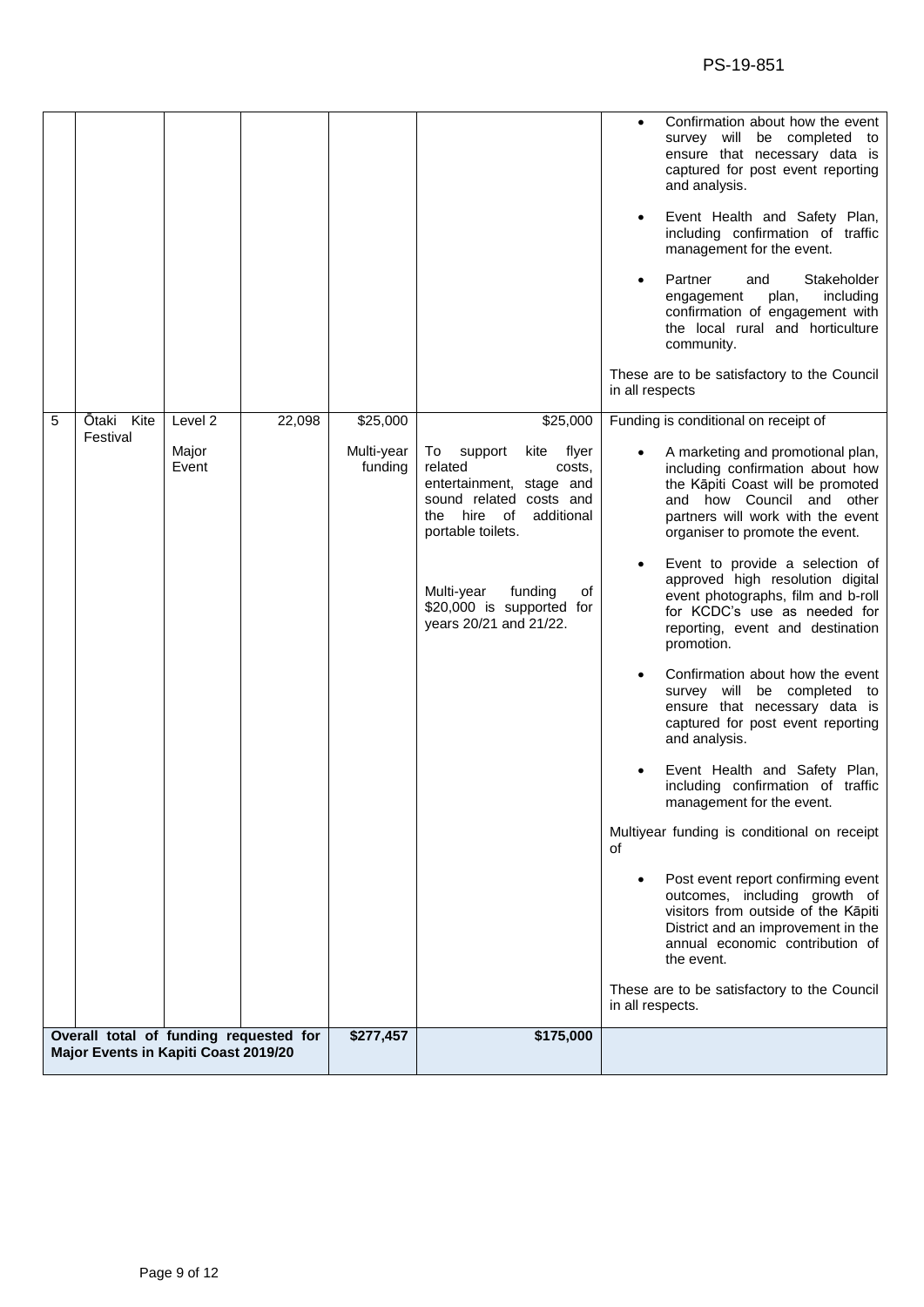| | | | | | | |
|---|---|---|---|---|---|---|
| | | | | | | • Confirmation about how the event survey will be completed to ensure that necessary data is captured for post event reporting and analysis.<br><br>• Event Health and Safety Plan, including confirmation of traffic management for the event.<br><br>• Partner and Stakeholder engagement plan, including confirmation of engagement with the local rural and horticulture community.<br><br>These are to be satisfactory to the Council in all respects |
| 5 | Ōtaki Kite Festival | Level 2<br><br>Major Event | 22,098 | $25,000<br><br>Multi-year funding | $25,000<br><br>To support kite flyer related costs, entertainment, stage and sound related costs and the hire of additional portable toilets.<br><br>Multi-year funding of $20,000 is supported for years 20/21 and 21/22. | Funding is conditional on receipt of<br><br>• A marketing and promotional plan, including confirmation about how the Kāpiti Coast will be promoted and how Council and other partners will work with the event organiser to promote the event.<br><br>• Event to provide a selection of approved high resolution digital event photographs, film and b-roll for KCDC's use as needed for reporting, event and destination promotion.<br><br>• Confirmation about how the event survey will be completed to ensure that necessary data is captured for post event reporting and analysis.<br><br>• Event Health and Safety Plan, including confirmation of traffic management for the event.<br><br>Multiyear funding is conditional on receipt of<br><br>• Post event report confirming event outcomes, including growth of visitors from outside of the Kāpiti District and an improvement in the annual economic contribution of the event.<br><br>These are to be satisfactory to the Council in all respects. |
| **Overall total of funding requested for Major Events in Kapiti Coast 2019/20** | | | | **$277,457** | **$175,000** | |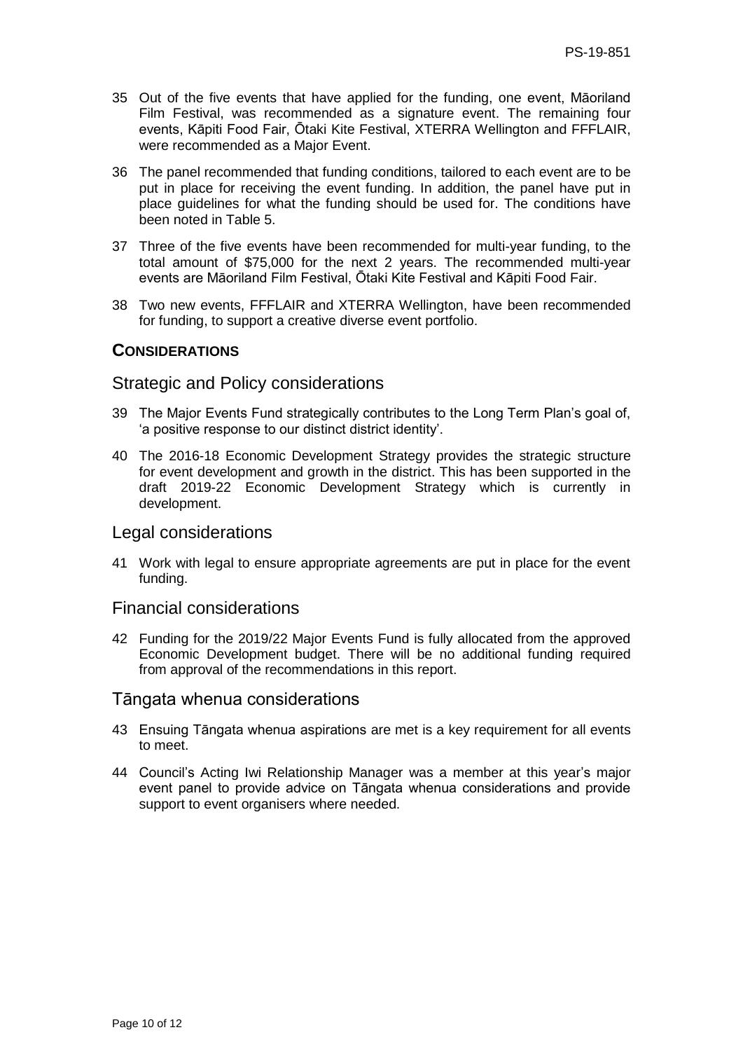35 Out of the five events that have applied for the funding, one event, Māoriland Film Festival, was recommended as a signature event. The remaining four events, Kāpiti Food Fair, Ōtaki Kite Festival, XTERRA Wellington and FFFLAIR, were recommended as a Major Event.

36 The panel recommended that funding conditions, tailored to each event are to be put in place for receiving the event funding. In addition, the panel have put in place guidelines for what the funding should be used for. The conditions have been noted in Table 5.

37 Three of the five events have been recommended for multi-year funding, to the total amount of $75,000 for the next 2 years. The recommended multi-year events are Māoriland Film Festival, Ōtaki Kite Festival and Kāpiti Food Fair.

38 Two new events, FFFLAIR and XTERRA Wellington, have been recommended for funding, to support a creative diverse event portfolio.

## CONSIDERATIONS

### Strategic and Policy considerations

39 The Major Events Fund strategically contributes to the Long Term Plan's goal of, 'a positive response to our distinct district identity'.

40 The 2016-18 Economic Development Strategy provides the strategic structure for event development and growth in the district. This has been supported in the draft 2019-22 Economic Development Strategy which is currently in development.

### Legal considerations

41 Work with legal to ensure appropriate agreements are put in place for the event funding.

### Financial considerations

42 Funding for the 2019/22 Major Events Fund is fully allocated from the approved Economic Development budget. There will be no additional funding required from approval of the recommendations in this report.

### Tāngata whenua considerations

43 Ensuing Tāngata whenua aspirations are met is a key requirement for all events to meet.

44 Council's Acting Iwi Relationship Manager was a member at this year's major event panel to provide advice on Tāngata whenua considerations and provide support to event organisers where needed.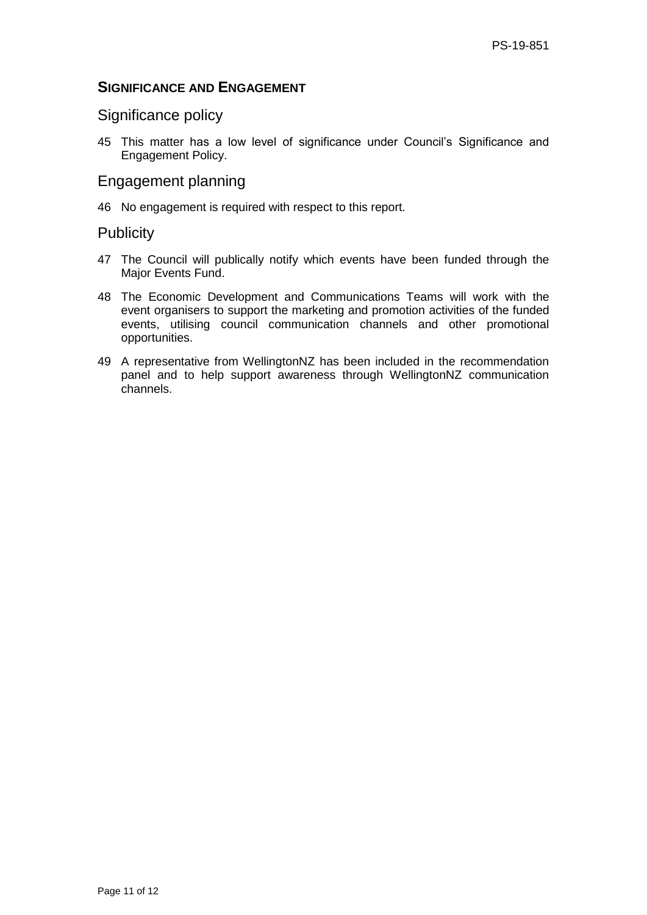## SIGNIFICANCE AND ENGAGEMENT

### Significance policy

45 This matter has a low level of significance under Council's Significance and Engagement Policy.

### Engagement planning

46 No engagement is required with respect to this report.

### Publicity

47 The Council will publically notify which events have been funded through the Major Events Fund.

48 The Economic Development and Communications Teams will work with the event organisers to support the marketing and promotion activities of the funded events, utilising council communication channels and other promotional opportunities.

49 A representative from WellingtonNZ has been included in the recommendation panel and to help support awareness through WellingtonNZ communication channels.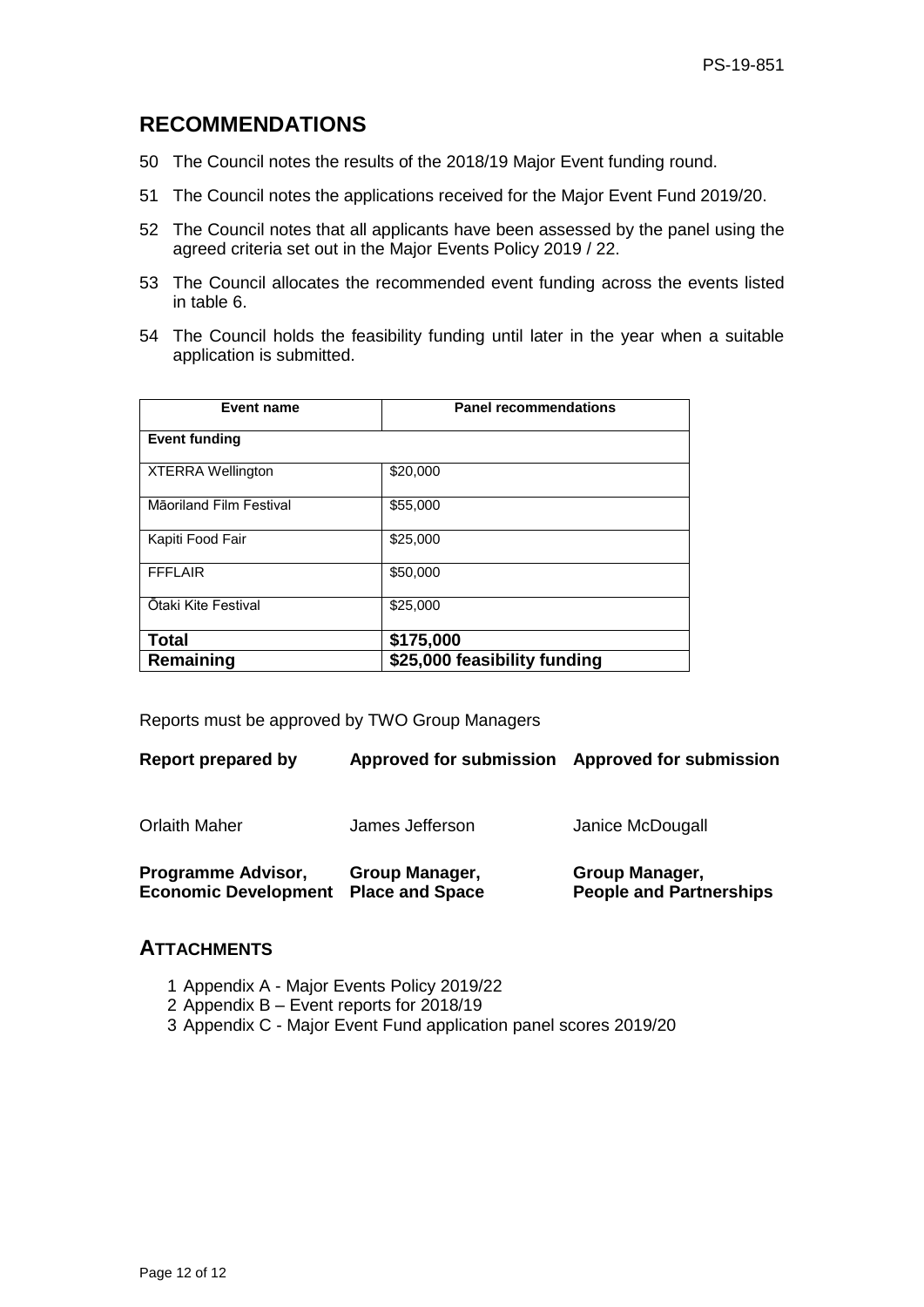## RECOMMENDATIONS

50 The Council notes the results of the 2018/19 Major Event funding round.

51 The Council notes the applications received for the Major Event Fund 2019/20.

52 The Council notes that all applicants have been assessed by the panel using the agreed criteria set out in the Major Events Policy 2019 / 22.

53 The Council allocates the recommended event funding across the events listed in table 6.

54 The Council holds the feasibility funding until later in the year when a suitable application is submitted.

| Event name | Panel recommendations |
|---|---|
| **Event funding** | |
| XTERRA Wellington | $20,000 |
| Māoriland Film Festival | $55,000 |
| Kapiti Food Fair | $25,000 |
| FFFLAIR | $50,000 |
| Ōtaki Kite Festival | $25,000 |
| **Total** | **$175,000** |
| **Remaining** | **$25,000 feasibility funding** |

Reports must be approved by TWO Group Managers

| **Report prepared by** | **Approved for submission** | **Approved for submission** |
|---|---|---|
| Orlaith Maher | James Jefferson | Janice McDougall |
| **Programme Advisor, Economic Development** | **Group Manager, Place and Space** | **Group Manager, People and Partnerships** |

## ATTACHMENTS

1 Appendix A - Major Events Policy 2019/22
2 Appendix B – Event reports for 2018/19
3 Appendix C - Major Event Fund application panel scores 2019/20